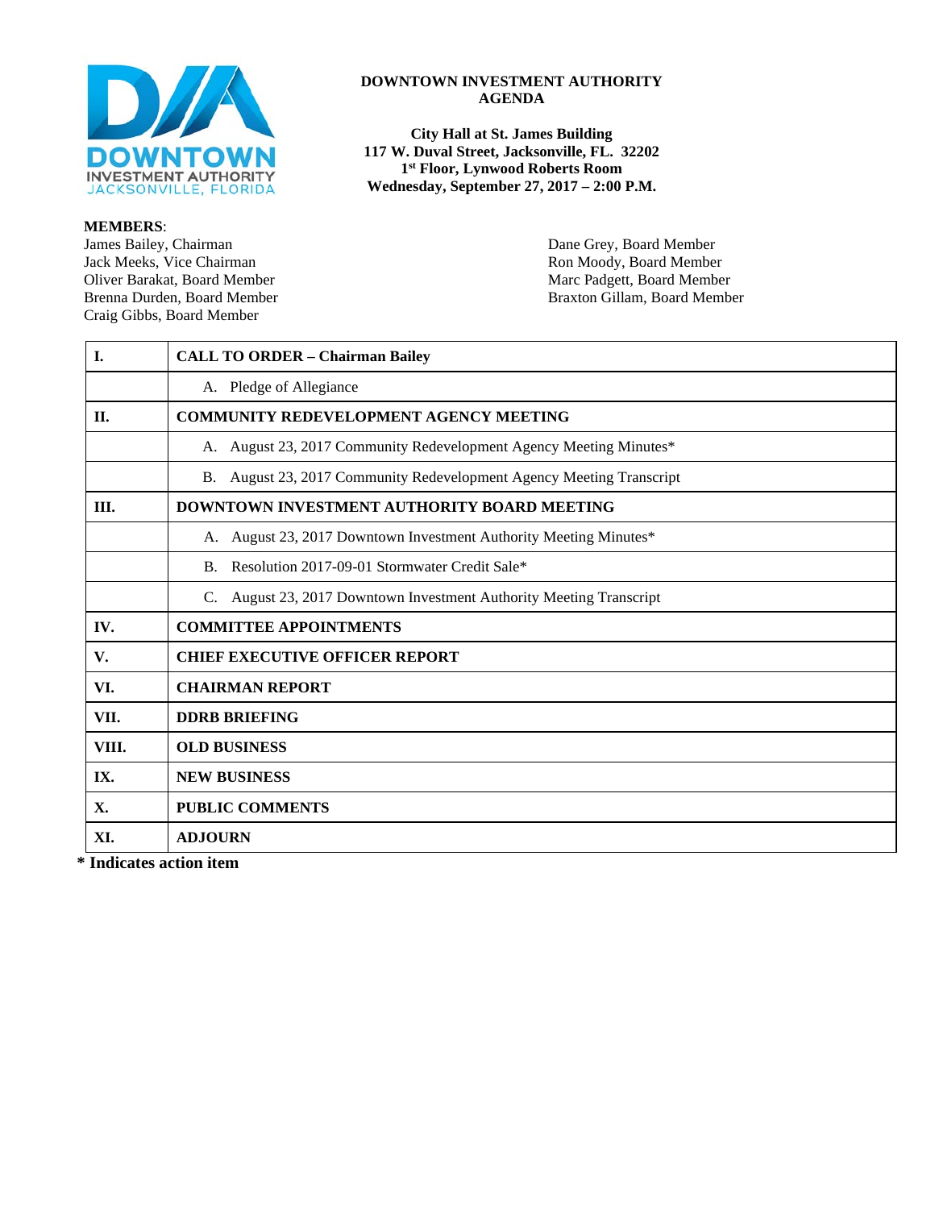**DOWNTOWN INVESTMENT AUTHORITY**
**AGENDA**

**City Hall at St. James Building**
**117 W. Duval Street, Jacksonville, FL. 32202**
**1st Floor, Lynwood Roberts Room**
**Wednesday, September 27, 2017 – 2:00 P.M.**

**MEMBERS**:

James Bailey, Chairman
Jack Meeks, Vice Chairman
Oliver Barakat, Board Member
Brenna Durden, Board Member
Craig Gibbs, Board Member
Dane Grey, Board Member
Ron Moody, Board Member
Marc Padgett, Board Member
Braxton Gillam, Board Member

| | |
|---|---|
| **I.** | **CALL TO ORDER – Chairman Bailey** |
| | A. Pledge of Allegiance |
| **II.** | **COMMUNITY REDEVELOPMENT AGENCY MEETING** |
| | A. August 23, 2017 Community Redevelopment Agency Meeting Minutes* |
| | B. August 23, 2017 Community Redevelopment Agency Meeting Transcript |
| **III.** | **DOWNTOWN INVESTMENT AUTHORITY BOARD MEETING** |
| | A. August 23, 2017 Downtown Investment Authority Meeting Minutes* |
| | B. Resolution 2017-09-01 Stormwater Credit Sale* |
| | C. August 23, 2017 Downtown Investment Authority Meeting Transcript |
| **IV.** | **COMMITTEE APPOINTMENTS** |
| **V.** | **CHIEF EXECUTIVE OFFICER REPORT** |
| **VI.** | **CHAIRMAN REPORT** |
| **VII.** | **DDRB BRIEFING** |
| **VIII.** | **OLD BUSINESS** |
| **IX.** | **NEW BUSINESS** |
| **X.** | **PUBLIC COMMENTS** |
| **XI.** | **ADJOURN** |

**\* Indicates action item**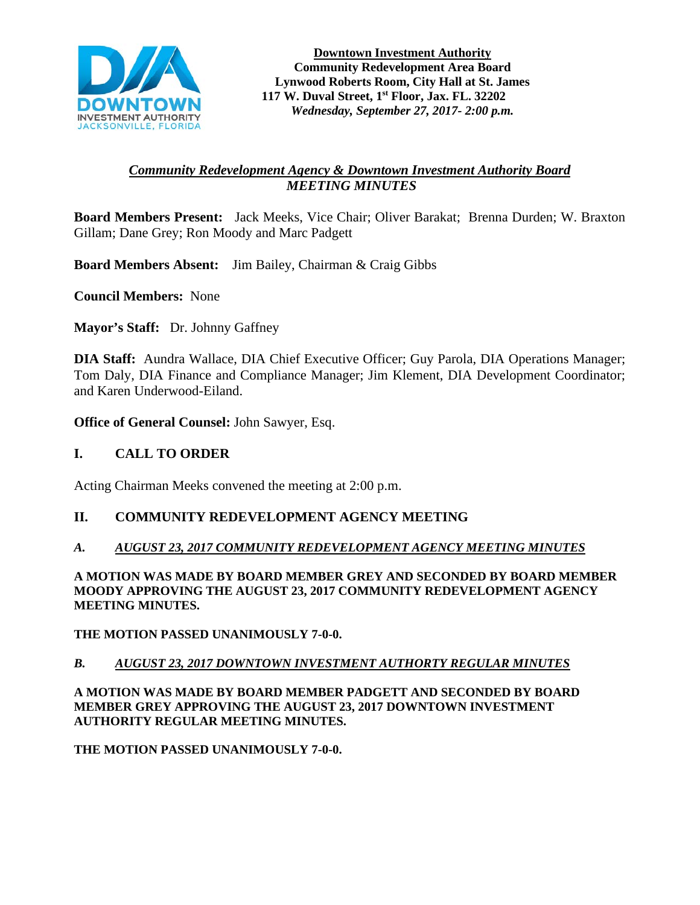**Downtown Investment Authority**
**Community Redevelopment Area Board**
**Lynwood Roberts Room, City Hall at St. James**
**117 W. Duval Street, 1st Floor, Jax. FL. 32202**
***Wednesday, September 27, 2017- 2:00 p.m.***

## *Community Redevelopment Agency & Downtown Investment Authority Board*
## *MEETING MINUTES*

**Board Members Present:** Jack Meeks, Vice Chair; Oliver Barakat; Brenna Durden; W. Braxton Gillam; Dane Grey; Ron Moody and Marc Padgett

**Board Members Absent:** Jim Bailey, Chairman & Craig Gibbs

**Council Members:** None

**Mayor's Staff:** Dr. Johnny Gaffney

**DIA Staff:** Aundra Wallace, DIA Chief Executive Officer; Guy Parola, DIA Operations Manager; Tom Daly, DIA Finance and Compliance Manager; Jim Klement, DIA Development Coordinator; and Karen Underwood-Eiland.

**Office of General Counsel:** John Sawyer, Esq.

## I. CALL TO ORDER

Acting Chairman Meeks convened the meeting at 2:00 p.m.

## II. COMMUNITY REDEVELOPMENT AGENCY MEETING

### *A. AUGUST 23, 2017 COMMUNITY REDEVELOPMENT AGENCY MEETING MINUTES*

**A MOTION WAS MADE BY BOARD MEMBER GREY AND SECONDED BY BOARD MEMBER MOODY APPROVING THE AUGUST 23, 2017 COMMUNITY REDEVELOPMENT AGENCY MEETING MINUTES.**

**THE MOTION PASSED UNANIMOUSLY 7-0-0.**

### *B. AUGUST 23, 2017 DOWNTOWN INVESTMENT AUTHORTY REGULAR MINUTES*

**A MOTION WAS MADE BY BOARD MEMBER PADGETT AND SECONDED BY BOARD MEMBER GREY APPROVING THE AUGUST 23, 2017 DOWNTOWN INVESTMENT AUTHORITY REGULAR MEETING MINUTES.**

**THE MOTION PASSED UNANIMOUSLY 7-0-0.**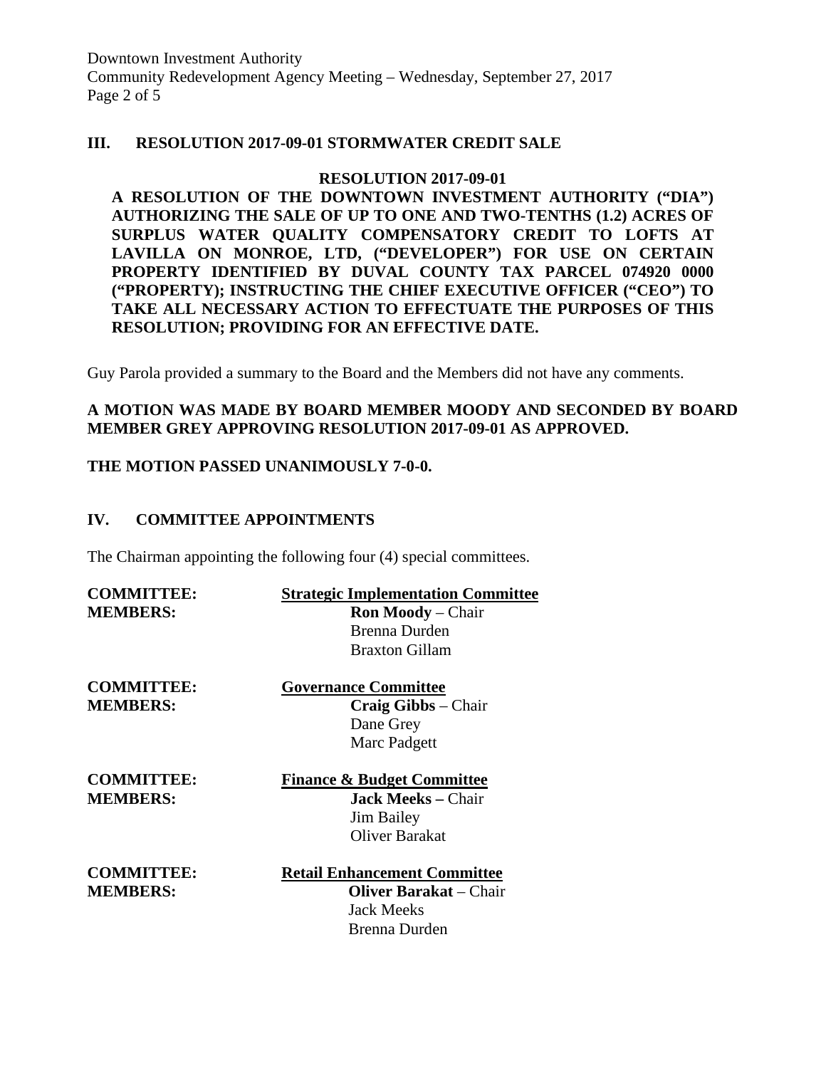## III. RESOLUTION 2017-09-01 STORMWATER CREDIT SALE

**RESOLUTION 2017-09-01**

**A RESOLUTION OF THE DOWNTOWN INVESTMENT AUTHORITY ("DIA") AUTHORIZING THE SALE OF UP TO ONE AND TWO-TENTHS (1.2) ACRES OF SURPLUS WATER QUALITY COMPENSATORY CREDIT TO LOFTS AT LAVILLA ON MONROE, LTD, ("DEVELOPER") FOR USE ON CERTAIN PROPERTY IDENTIFIED BY DUVAL COUNTY TAX PARCEL 074920 0000 ("PROPERTY); INSTRUCTING THE CHIEF EXECUTIVE OFFICER ("CEO") TO TAKE ALL NECESSARY ACTION TO EFFECTUATE THE PURPOSES OF THIS RESOLUTION; PROVIDING FOR AN EFFECTIVE DATE.**

Guy Parola provided a summary to the Board and the Members did not have any comments.

**A MOTION WAS MADE BY BOARD MEMBER MOODY AND SECONDED BY BOARD MEMBER GREY APPROVING RESOLUTION 2017-09-01 AS APPROVED.**

**THE MOTION PASSED UNANIMOUSLY 7-0-0.**

## IV. COMMITTEE APPOINTMENTS

The Chairman appointing the following four (4) special committees.

**COMMITTEE:** **Strategic Implementation Committee**
**MEMBERS:**
**Ron Moody** – Chair
Brenna Durden
Braxton Gillam

**COMMITTEE:** **Governance Committee**
**MEMBERS:**
**Craig Gibbs** – Chair
Dane Grey
Marc Padgett

**COMMITTEE:** **Finance & Budget Committee**
**MEMBERS:**
**Jack Meeks –** Chair
Jim Bailey
Oliver Barakat

**COMMITTEE:** **Retail Enhancement Committee**
**MEMBERS:**
**Oliver Barakat** – Chair
Jack Meeks
Brenna Durden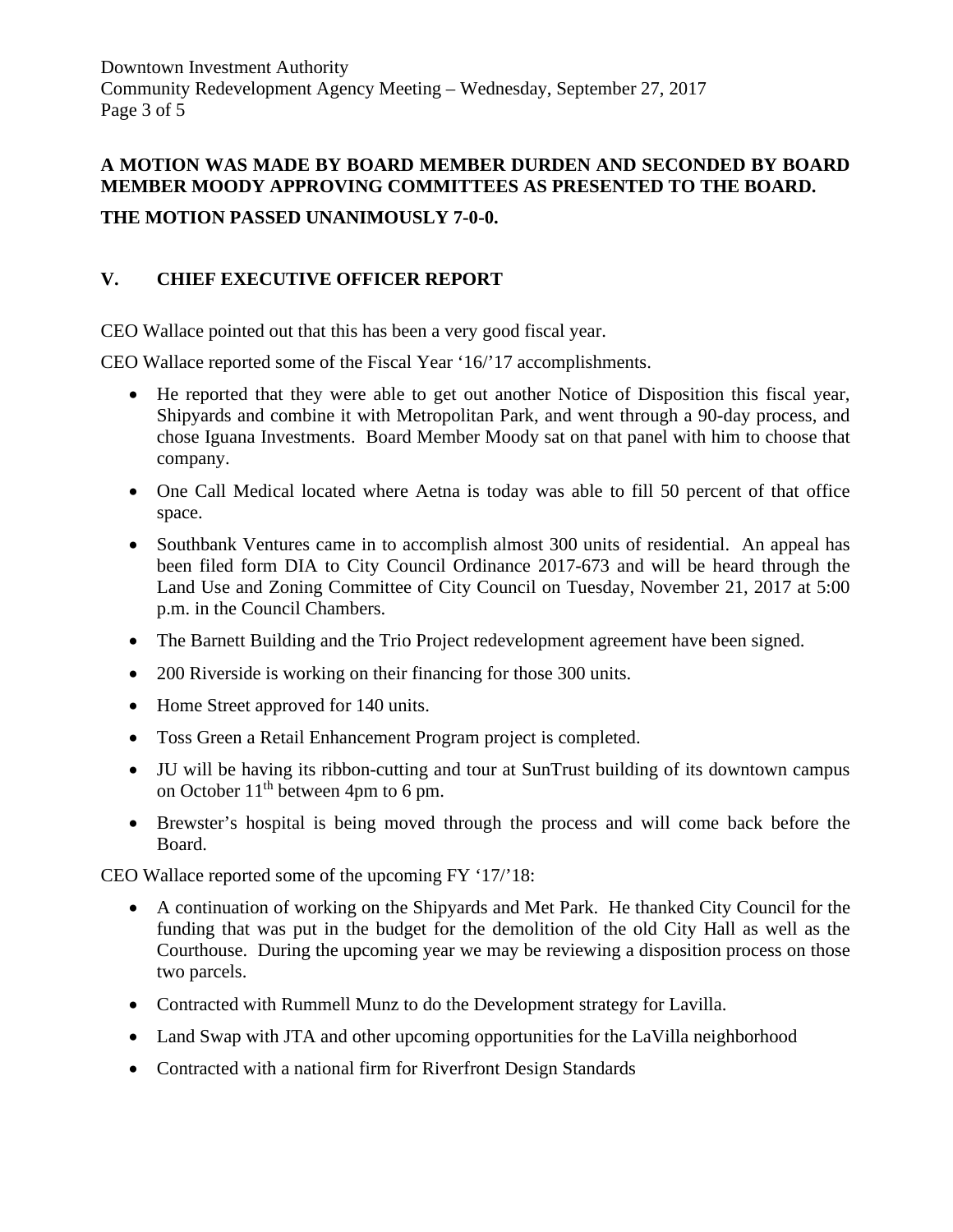**A MOTION WAS MADE BY BOARD MEMBER DURDEN AND SECONDED BY BOARD MEMBER MOODY APPROVING COMMITTEES AS PRESENTED TO THE BOARD.**

**THE MOTION PASSED UNANIMOUSLY 7-0-0.**

## V. CHIEF EXECUTIVE OFFICER REPORT

CEO Wallace pointed out that this has been a very good fiscal year.

CEO Wallace reported some of the Fiscal Year '16/'17 accomplishments.

- He reported that they were able to get out another Notice of Disposition this fiscal year, Shipyards and combine it with Metropolitan Park, and went through a 90-day process, and chose Iguana Investments. Board Member Moody sat on that panel with him to choose that company.
- One Call Medical located where Aetna is today was able to fill 50 percent of that office space.
- Southbank Ventures came in to accomplish almost 300 units of residential. An appeal has been filed form DIA to City Council Ordinance 2017-673 and will be heard through the Land Use and Zoning Committee of City Council on Tuesday, November 21, 2017 at 5:00 p.m. in the Council Chambers.
- The Barnett Building and the Trio Project redevelopment agreement have been signed.
- 200 Riverside is working on their financing for those 300 units.
- Home Street approved for 140 units.
- Toss Green a Retail Enhancement Program project is completed.
- JU will be having its ribbon-cutting and tour at SunTrust building of its downtown campus on October 11th between 4pm to 6 pm.
- Brewster's hospital is being moved through the process and will come back before the Board.

CEO Wallace reported some of the upcoming FY '17/'18:

- A continuation of working on the Shipyards and Met Park. He thanked City Council for the funding that was put in the budget for the demolition of the old City Hall as well as the Courthouse. During the upcoming year we may be reviewing a disposition process on those two parcels.
- Contracted with Rummell Munz to do the Development strategy for Lavilla.
- Land Swap with JTA and other upcoming opportunities for the LaVilla neighborhood
- Contracted with a national firm for Riverfront Design Standards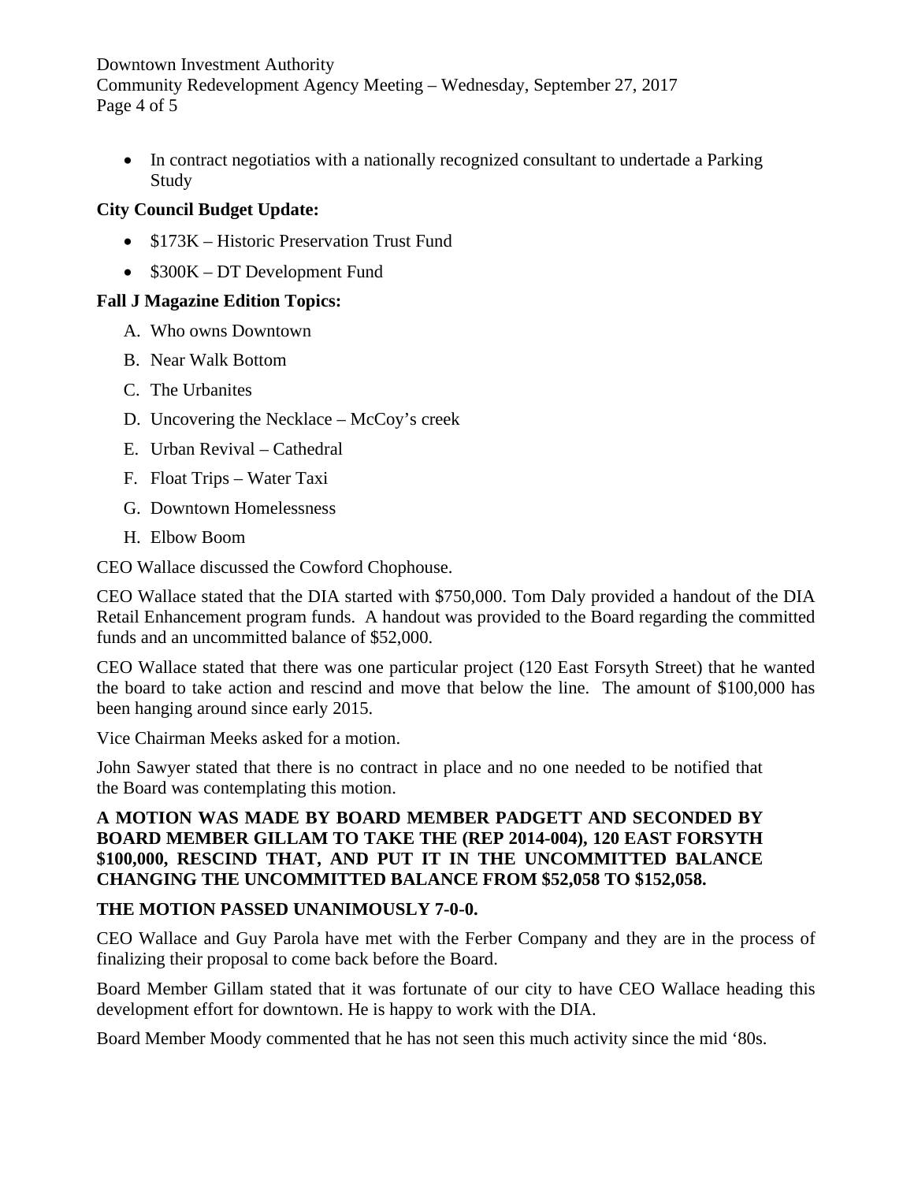- In contract negotiatios with a nationally recognized consultant to undertade a Parking Study

**City Council Budget Update:**

- $173K – Historic Preservation Trust Fund
- $300K – DT Development Fund

**Fall J Magazine Edition Topics:**

A. Who owns Downtown
B. Near Walk Bottom
C. The Urbanites
D. Uncovering the Necklace – McCoy's creek
E. Urban Revival – Cathedral
F. Float Trips – Water Taxi
G. Downtown Homelessness
H. Elbow Boom

CEO Wallace discussed the Cowford Chophouse.

CEO Wallace stated that the DIA started with $750,000. Tom Daly provided a handout of the DIA Retail Enhancement program funds. A handout was provided to the Board regarding the committed funds and an uncommitted balance of $52,000.

CEO Wallace stated that there was one particular project (120 East Forsyth Street) that he wanted the board to take action and rescind and move that below the line. The amount of $100,000 has been hanging around since early 2015.

Vice Chairman Meeks asked for a motion.

John Sawyer stated that there is no contract in place and no one needed to be notified that the Board was contemplating this motion.

**A MOTION WAS MADE BY BOARD MEMBER PADGETT AND SECONDED BY BOARD MEMBER GILLAM TO TAKE THE (REP 2014-004), 120 EAST FORSYTH $100,000, RESCIND THAT, AND PUT IT IN THE UNCOMMITTED BALANCE CHANGING THE UNCOMMITTED BALANCE FROM $52,058 TO $152,058.**

**THE MOTION PASSED UNANIMOUSLY 7-0-0.**

CEO Wallace and Guy Parola have met with the Ferber Company and they are in the process of finalizing their proposal to come back before the Board.

Board Member Gillam stated that it was fortunate of our city to have CEO Wallace heading this development effort for downtown. He is happy to work with the DIA.

Board Member Moody commented that he has not seen this much activity since the mid '80s.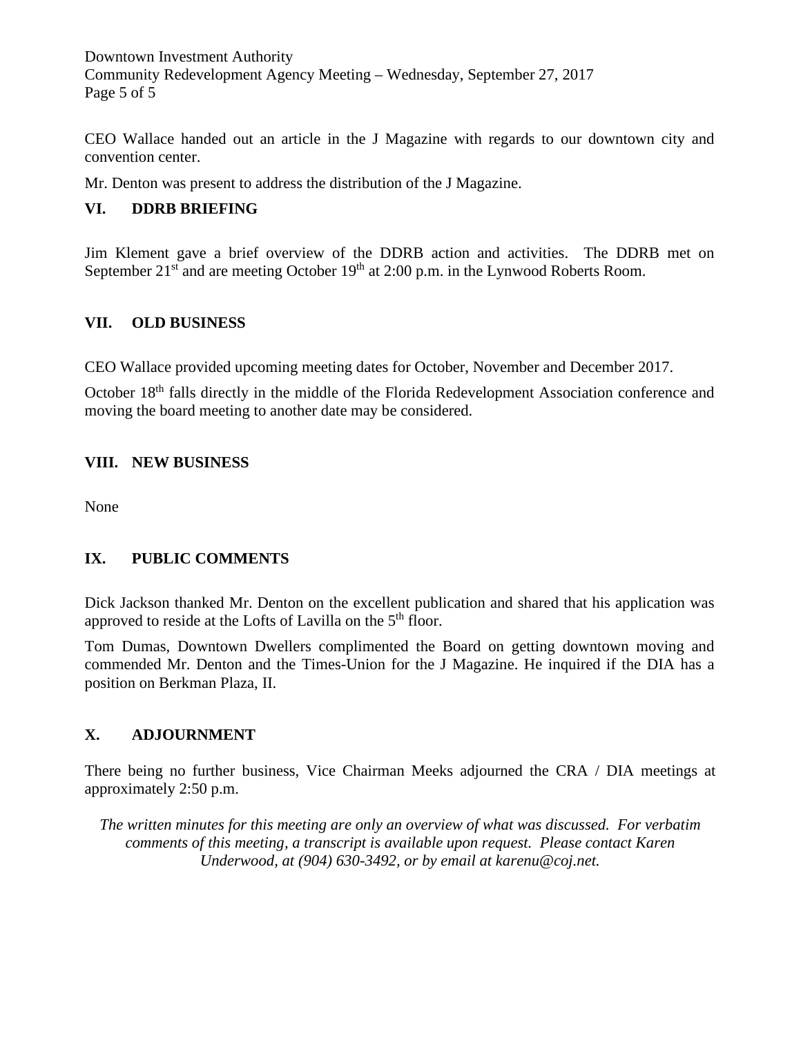CEO Wallace handed out an article in the J Magazine with regards to our downtown city and convention center.

Mr. Denton was present to address the distribution of the J Magazine.

## VI. DDRB BRIEFING

Jim Klement gave a brief overview of the DDRB action and activities. The DDRB met on September 21st and are meeting October 19th at 2:00 p.m. in the Lynwood Roberts Room.

## VII. OLD BUSINESS

CEO Wallace provided upcoming meeting dates for October, November and December 2017.

October 18th falls directly in the middle of the Florida Redevelopment Association conference and moving the board meeting to another date may be considered.

## VIII. NEW BUSINESS

None

## IX. PUBLIC COMMENTS

Dick Jackson thanked Mr. Denton on the excellent publication and shared that his application was approved to reside at the Lofts of Lavilla on the 5th floor.

Tom Dumas, Downtown Dwellers complimented the Board on getting downtown moving and commended Mr. Denton and the Times-Union for the J Magazine. He inquired if the DIA has a position on Berkman Plaza, II.

## X. ADJOURNMENT

There being no further business, Vice Chairman Meeks adjourned the CRA / DIA meetings at approximately 2:50 p.m.

*The written minutes for this meeting are only an overview of what was discussed. For verbatim comments of this meeting, a transcript is available upon request. Please contact Karen Underwood, at (904) 630-3492, or by email at karenu@coj.net.*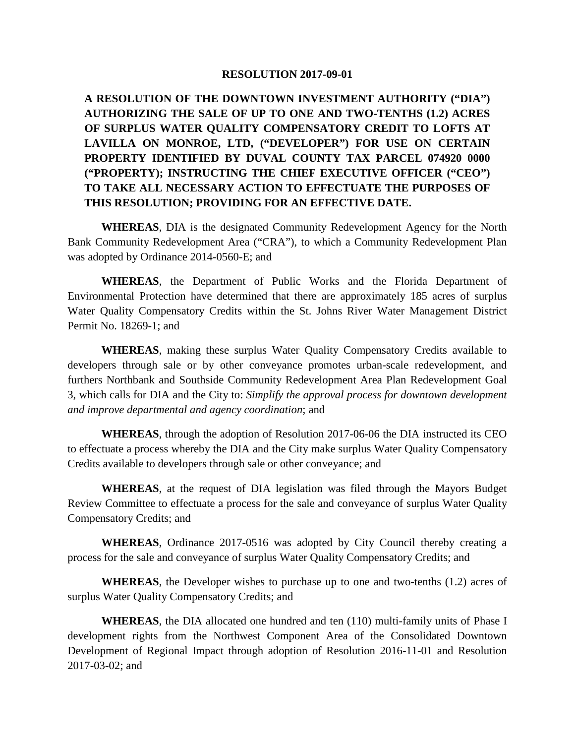**RESOLUTION 2017-09-01**

**A RESOLUTION OF THE DOWNTOWN INVESTMENT AUTHORITY ("DIA") AUTHORIZING THE SALE OF UP TO ONE AND TWO-TENTHS (1.2) ACRES OF SURPLUS WATER QUALITY COMPENSATORY CREDIT TO LOFTS AT LAVILLA ON MONROE, LTD, ("DEVELOPER") FOR USE ON CERTAIN PROPERTY IDENTIFIED BY DUVAL COUNTY TAX PARCEL 074920 0000 ("PROPERTY); INSTRUCTING THE CHIEF EXECUTIVE OFFICER ("CEO") TO TAKE ALL NECESSARY ACTION TO EFFECTUATE THE PURPOSES OF THIS RESOLUTION; PROVIDING FOR AN EFFECTIVE DATE.**

**WHEREAS**, DIA is the designated Community Redevelopment Agency for the North Bank Community Redevelopment Area ("CRA"), to which a Community Redevelopment Plan was adopted by Ordinance 2014-0560-E; and

**WHEREAS**, the Department of Public Works and the Florida Department of Environmental Protection have determined that there are approximately 185 acres of surplus Water Quality Compensatory Credits within the St. Johns River Water Management District Permit No. 18269-1; and

**WHEREAS**, making these surplus Water Quality Compensatory Credits available to developers through sale or by other conveyance promotes urban-scale redevelopment, and furthers Northbank and Southside Community Redevelopment Area Plan Redevelopment Goal 3, which calls for DIA and the City to: *Simplify the approval process for downtown development and improve departmental and agency coordination*; and

**WHEREAS**, through the adoption of Resolution 2017-06-06 the DIA instructed its CEO to effectuate a process whereby the DIA and the City make surplus Water Quality Compensatory Credits available to developers through sale or other conveyance; and

**WHEREAS**, at the request of DIA legislation was filed through the Mayors Budget Review Committee to effectuate a process for the sale and conveyance of surplus Water Quality Compensatory Credits; and

**WHEREAS**, Ordinance 2017-0516 was adopted by City Council thereby creating a process for the sale and conveyance of surplus Water Quality Compensatory Credits; and

**WHEREAS**, the Developer wishes to purchase up to one and two-tenths (1.2) acres of surplus Water Quality Compensatory Credits; and

**WHEREAS**, the DIA allocated one hundred and ten (110) multi-family units of Phase I development rights from the Northwest Component Area of the Consolidated Downtown Development of Regional Impact through adoption of Resolution 2016-11-01 and Resolution 2017-03-02; and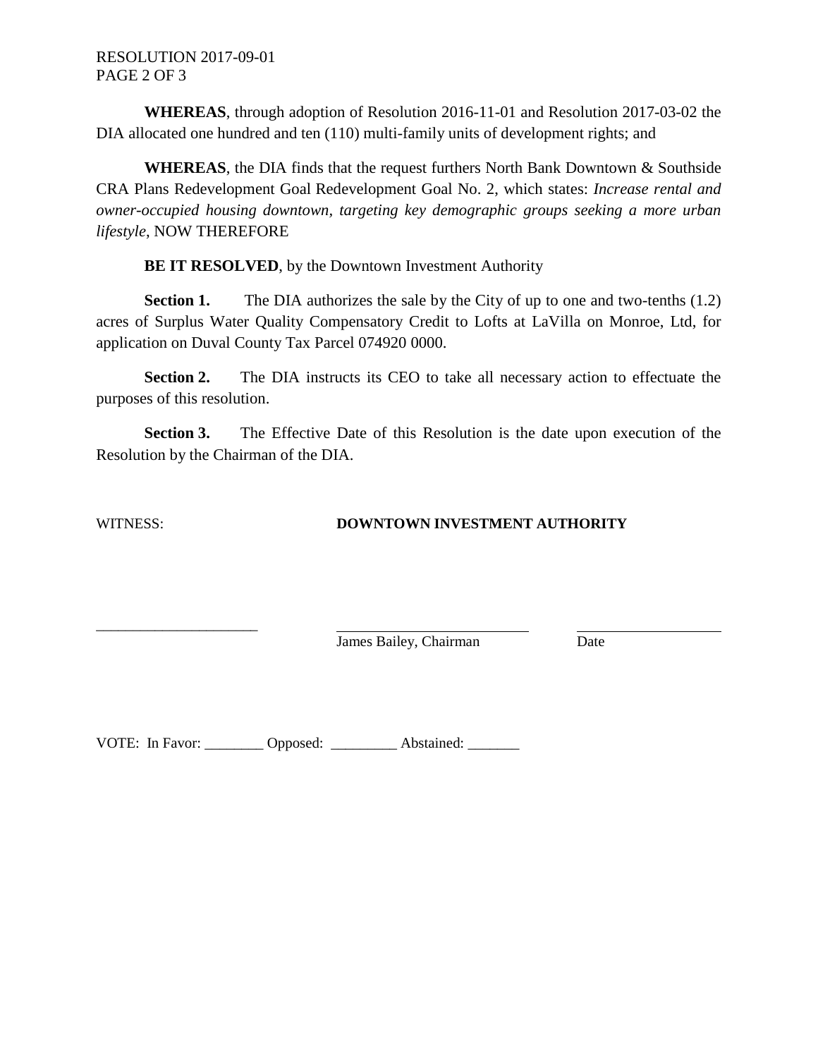**WHEREAS**, through adoption of Resolution 2016-11-01 and Resolution 2017-03-02 the DIA allocated one hundred and ten (110) multi-family units of development rights; and

**WHEREAS**, the DIA finds that the request furthers North Bank Downtown & Southside CRA Plans Redevelopment Goal Redevelopment Goal No. 2, which states: *Increase rental and owner-occupied housing downtown, targeting key demographic groups seeking a more urban lifestyle*, NOW THEREFORE

**BE IT RESOLVED**, by the Downtown Investment Authority

**Section 1.** The DIA authorizes the sale by the City of up to one and two-tenths (1.2) acres of Surplus Water Quality Compensatory Credit to Lofts at LaVilla on Monroe, Ltd, for application on Duval County Tax Parcel 074920 0000.

**Section 2.** The DIA instructs its CEO to take all necessary action to effectuate the purposes of this resolution.

**Section 3.** The Effective Date of this Resolution is the date upon execution of the Resolution by the Chairman of the DIA.

WITNESS: **DOWNTOWN INVESTMENT AUTHORITY**

______________________ ______________________ ______________________
James Bailey, Chairman Date

VOTE: In Favor: ________ Opposed: _________ Abstained: _______